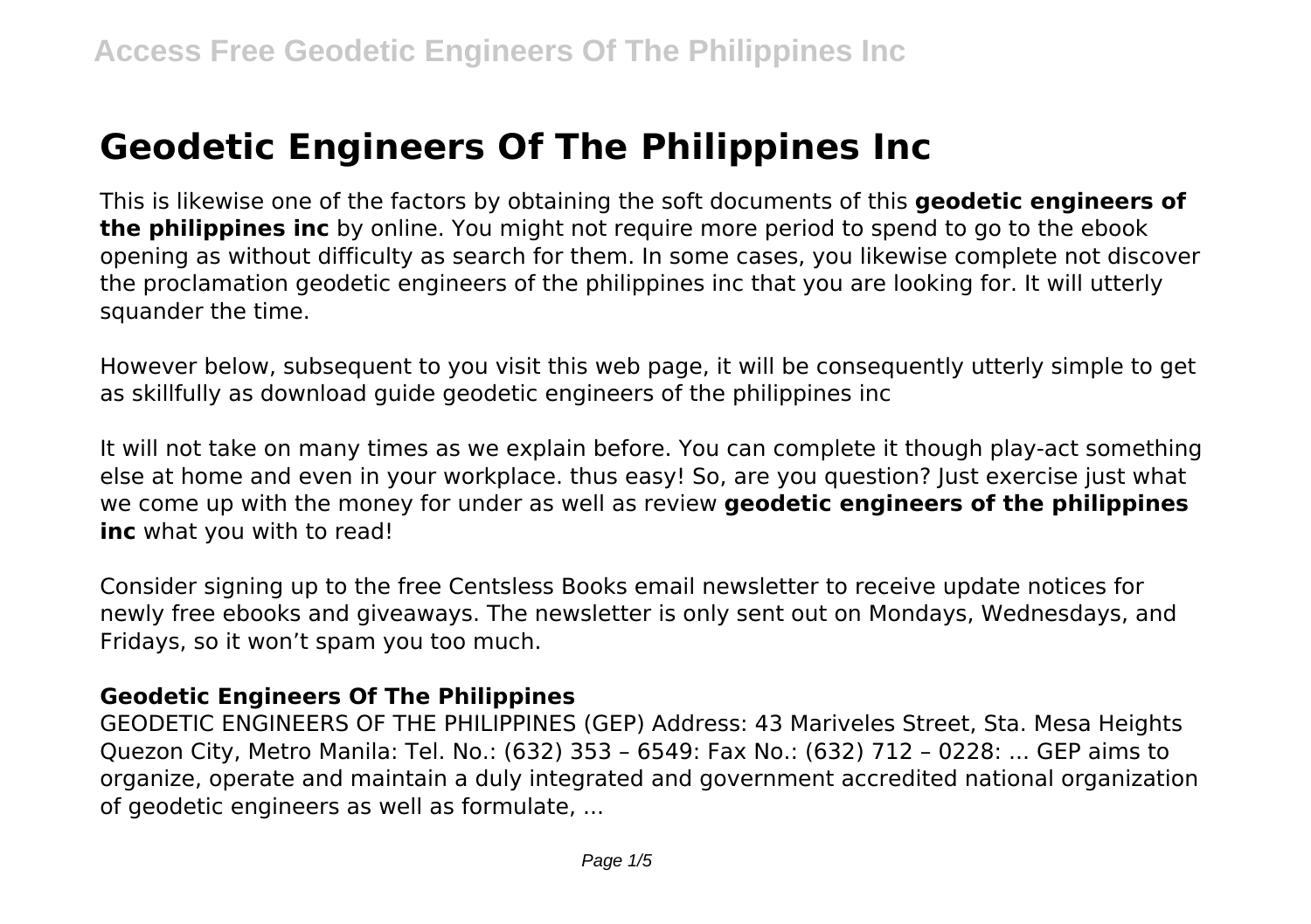# Geodetic Engineers Of The Philippines Inc

This is likewise one of the factors by obtaining the soft documents of this **geodetic engineers of the philippines inc** by online. You might not require more period to spend to go to the ebook opening as without difficulty as search for them. In some cases, you likewise complete not discover the proclamation geodetic engineers of the philippines inc that you are looking for. It will utterly squander the time.

However below, subsequent to you visit this web page, it will be consequently utterly simple to get as skillfully as download guide geodetic engineers of the philippines inc

It will not take on many times as we explain before. You can complete it though play-act something else at home and even in your workplace. thus easy! So, are you question? Just exercise just what we come up with the money for under as well as review **geodetic engineers of the philippines inc** what you with to read!

Consider signing up to the free Centsless Books email newsletter to receive update notices for newly free ebooks and giveaways. The newsletter is only sent out on Mondays, Wednesdays, and Fridays, so it won't spam you too much.

### Geodetic Engineers Of The Philippines

GEODETIC ENGINEERS OF THE PHILIPPINES (GEP) Address: 43 Mariveles Street, Sta. Mesa Heights Quezon City, Metro Manila: Tel. No.: (632) 353 – 6549: Fax No.: (632) 712 – 0228: ... GEP aims to organize, operate and maintain a duly integrated and government accredited national organization of geodetic engineers as well as formulate, ...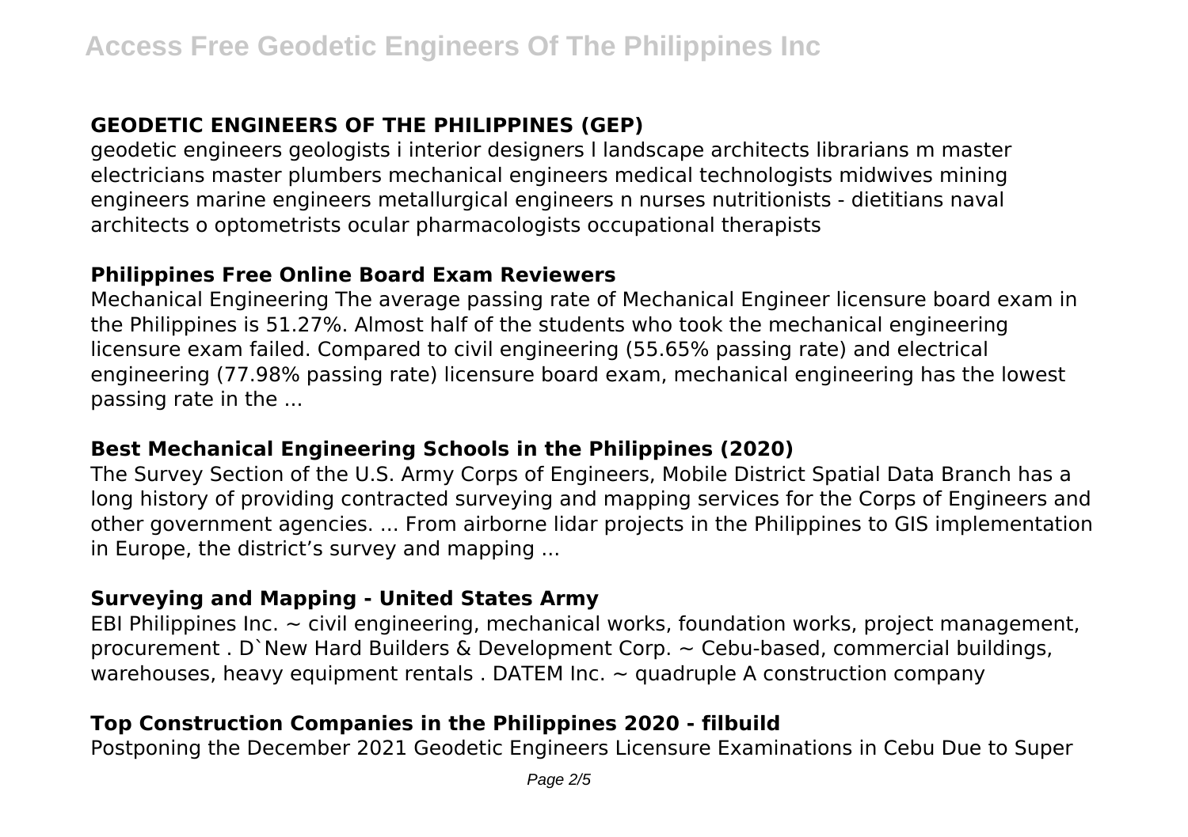### GEODETIC ENGINEERS OF THE PHILIPPINES (GEP)

geodetic engineers geologists i interior designers l landscape architects librarians m master electricians master plumbers mechanical engineers medical technologists midwives mining engineers marine engineers metallurgical engineers n nurses nutritionists - dietitians naval architects o optometrists ocular pharmacologists occupational therapists

### Philippines Free Online Board Exam Reviewers

Mechanical Engineering The average passing rate of Mechanical Engineer licensure board exam in the Philippines is 51.27%. Almost half of the students who took the mechanical engineering licensure exam failed. Compared to civil engineering (55.65% passing rate) and electrical engineering (77.98% passing rate) licensure board exam, mechanical engineering has the lowest passing rate in the ...

### Best Mechanical Engineering Schools in the Philippines (2020)

The Survey Section of the U.S. Army Corps of Engineers, Mobile District Spatial Data Branch has a long history of providing contracted surveying and mapping services for the Corps of Engineers and other government agencies. ... From airborne lidar projects in the Philippines to GIS implementation in Europe, the district's survey and mapping ...

### Surveying and Mapping - United States Army

EBI Philippines Inc. ~ civil engineering, mechanical works, foundation works, project management, procurement . D`New Hard Builders & Development Corp. ~ Cebu-based, commercial buildings, warehouses, heavy equipment rentals . DATEM Inc. ~ quadruple A construction company

### Top Construction Companies in the Philippines 2020 - filbuild

Postponing the December 2021 Geodetic Engineers Licensure Examinations in Cebu Due to Super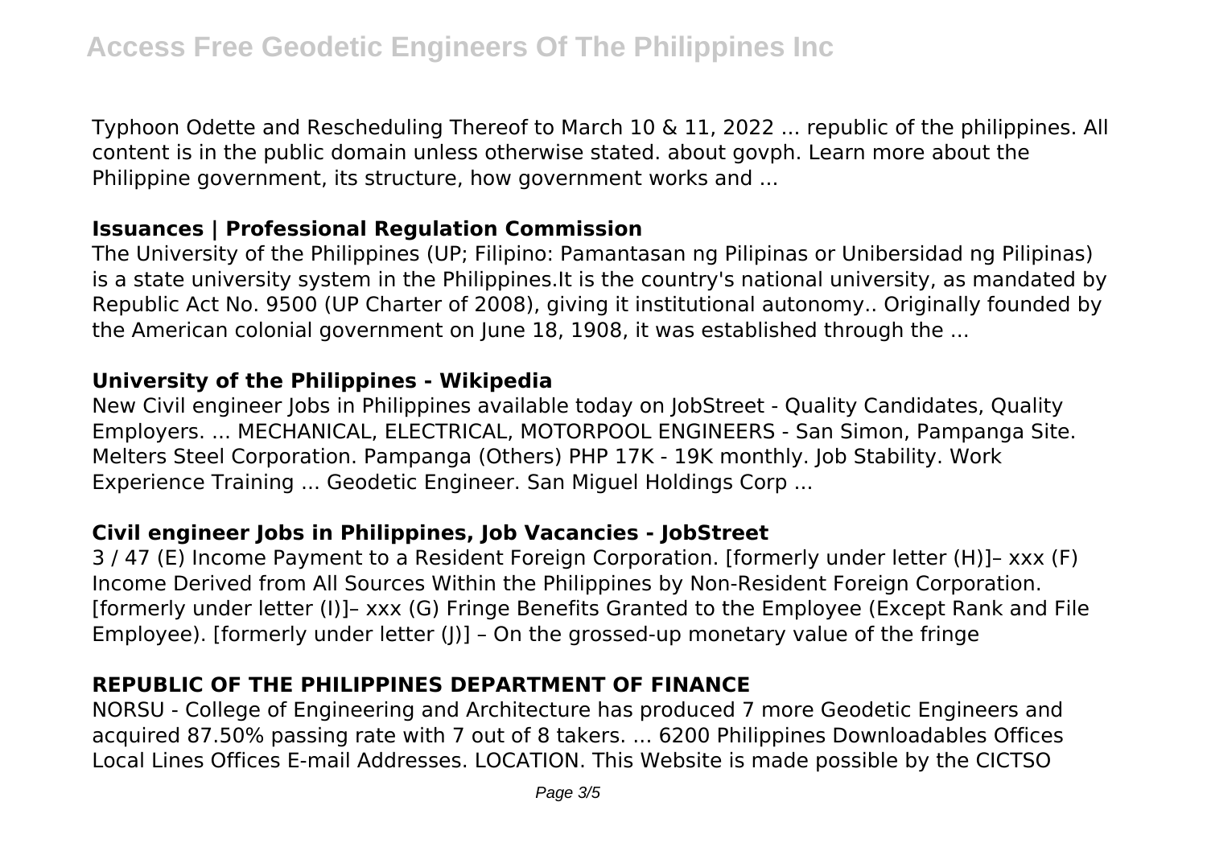Typhoon Odette and Rescheduling Thereof to March 10 & 11, 2022 ... republic of the philippines. All content is in the public domain unless otherwise stated. about govph. Learn more about the Philippine government, its structure, how government works and ...

### Issuances | Professional Regulation Commission

The University of the Philippines (UP; Filipino: Pamantasan ng Pilipinas or Unibersidad ng Pilipinas) is a state university system in the Philippines.It is the country's national university, as mandated by Republic Act No. 9500 (UP Charter of 2008), giving it institutional autonomy.. Originally founded by the American colonial government on June 18, 1908, it was established through the ...

### University of the Philippines - Wikipedia

New Civil engineer Jobs in Philippines available today on JobStreet - Quality Candidates, Quality Employers. ... MECHANICAL, ELECTRICAL, MOTORPOOL ENGINEERS - San Simon, Pampanga Site. Melters Steel Corporation. Pampanga (Others) PHP 17K - 19K monthly. Job Stability. Work Experience Training ... Geodetic Engineer. San Miguel Holdings Corp ...

### Civil engineer Jobs in Philippines, Job Vacancies - JobStreet

3 / 47 (E) Income Payment to a Resident Foreign Corporation. [formerly under letter (H)]– xxx (F) Income Derived from All Sources Within the Philippines by Non-Resident Foreign Corporation. [formerly under letter (I)]– xxx (G) Fringe Benefits Granted to the Employee (Except Rank and File Employee). [formerly under letter (J)] – On the grossed-up monetary value of the fringe

### REPUBLIC OF THE PHILIPPINES DEPARTMENT OF FINANCE

NORSU - College of Engineering and Architecture has produced 7 more Geodetic Engineers and acquired 87.50% passing rate with 7 out of 8 takers. ... 6200 Philippines Downloadables Offices Local Lines Offices E-mail Addresses. LOCATION. This Website is made possible by the CICTSO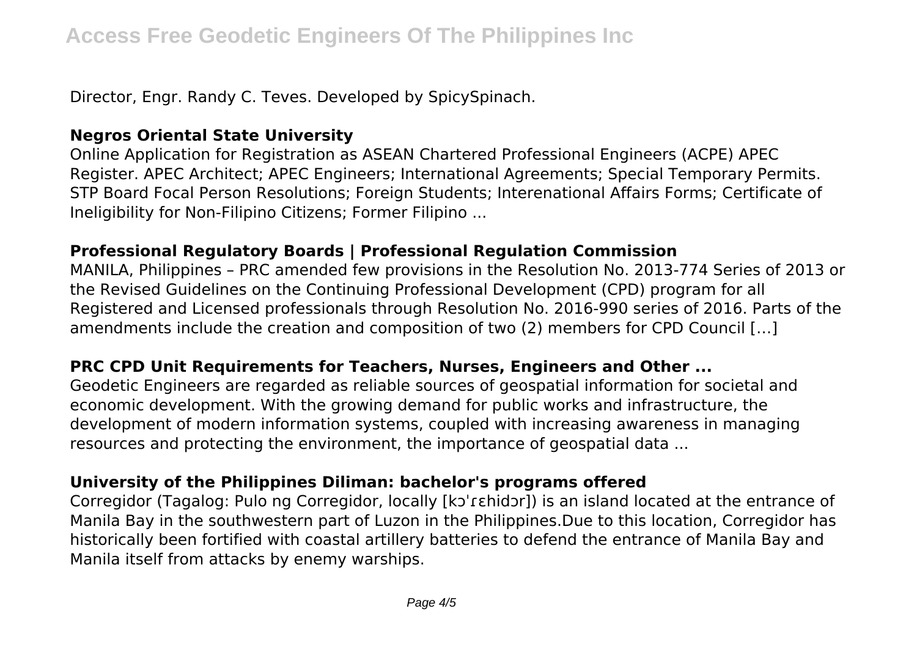Director, Engr. Randy C. Teves. Developed by SpicySpinach.

### Negros Oriental State University

Online Application for Registration as ASEAN Chartered Professional Engineers (ACPE) APEC Register. APEC Architect; APEC Engineers; International Agreements; Special Temporary Permits. STP Board Focal Person Resolutions; Foreign Students; Interenational Affairs Forms; Certificate of Ineligibility for Non-Filipino Citizens; Former Filipino ...

### Professional Regulatory Boards | Professional Regulation Commission

MANILA, Philippines – PRC amended few provisions in the Resolution No. 2013-774 Series of 2013 or the Revised Guidelines on the Continuing Professional Development (CPD) program for all Registered and Licensed professionals through Resolution No. 2016-990 series of 2016. Parts of the amendments include the creation and composition of two (2) members for CPD Council […]

### PRC CPD Unit Requirements for Teachers, Nurses, Engineers and Other ...

Geodetic Engineers are regarded as reliable sources of geospatial information for societal and economic development. With the growing demand for public works and infrastructure, the development of modern information systems, coupled with increasing awareness in managing resources and protecting the environment, the importance of geospatial data ...

### University of the Philippines Diliman: bachelor's programs offered

Corregidor (Tagalog: Pulo ng Corregidor, locally [kɔˈɾɛhidɔr]) is an island located at the entrance of Manila Bay in the southwestern part of Luzon in the Philippines.Due to this location, Corregidor has historically been fortified with coastal artillery batteries to defend the entrance of Manila Bay and Manila itself from attacks by enemy warships.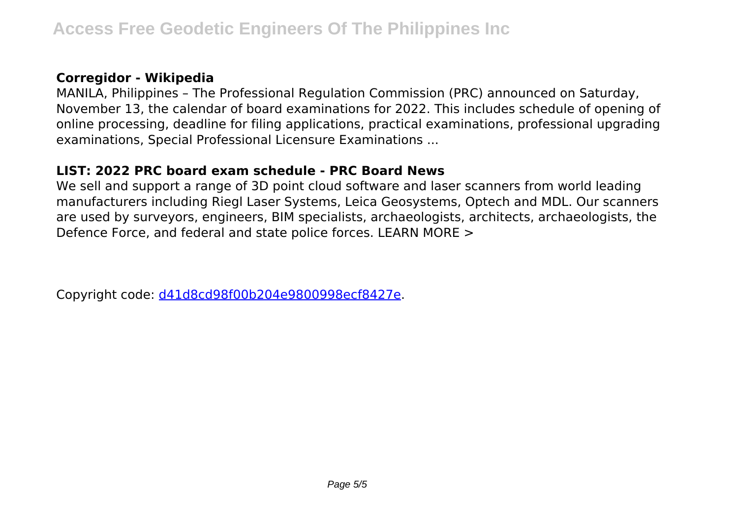**Corregidor - Wikipedia**

MANILA, Philippines – The Professional Regulation Commission (PRC) announced on Saturday, November 13, the calendar of board examinations for 2022. This includes schedule of opening of online processing, deadline for filing applications, practical examinations, professional upgrading examinations, Special Professional Licensure Examinations ...

**LIST: 2022 PRC board exam schedule - PRC Board News**

We sell and support a range of 3D point cloud software and laser scanners from world leading manufacturers including Riegl Laser Systems, Leica Geosystems, Optech and MDL. Our scanners are used by surveyors, engineers, BIM specialists, archaeologists, architects, archaeologists, the Defence Force, and federal and state police forces. LEARN MORE >

Copyright code: d41d8cd98f00b204e9800998ecf8427e.